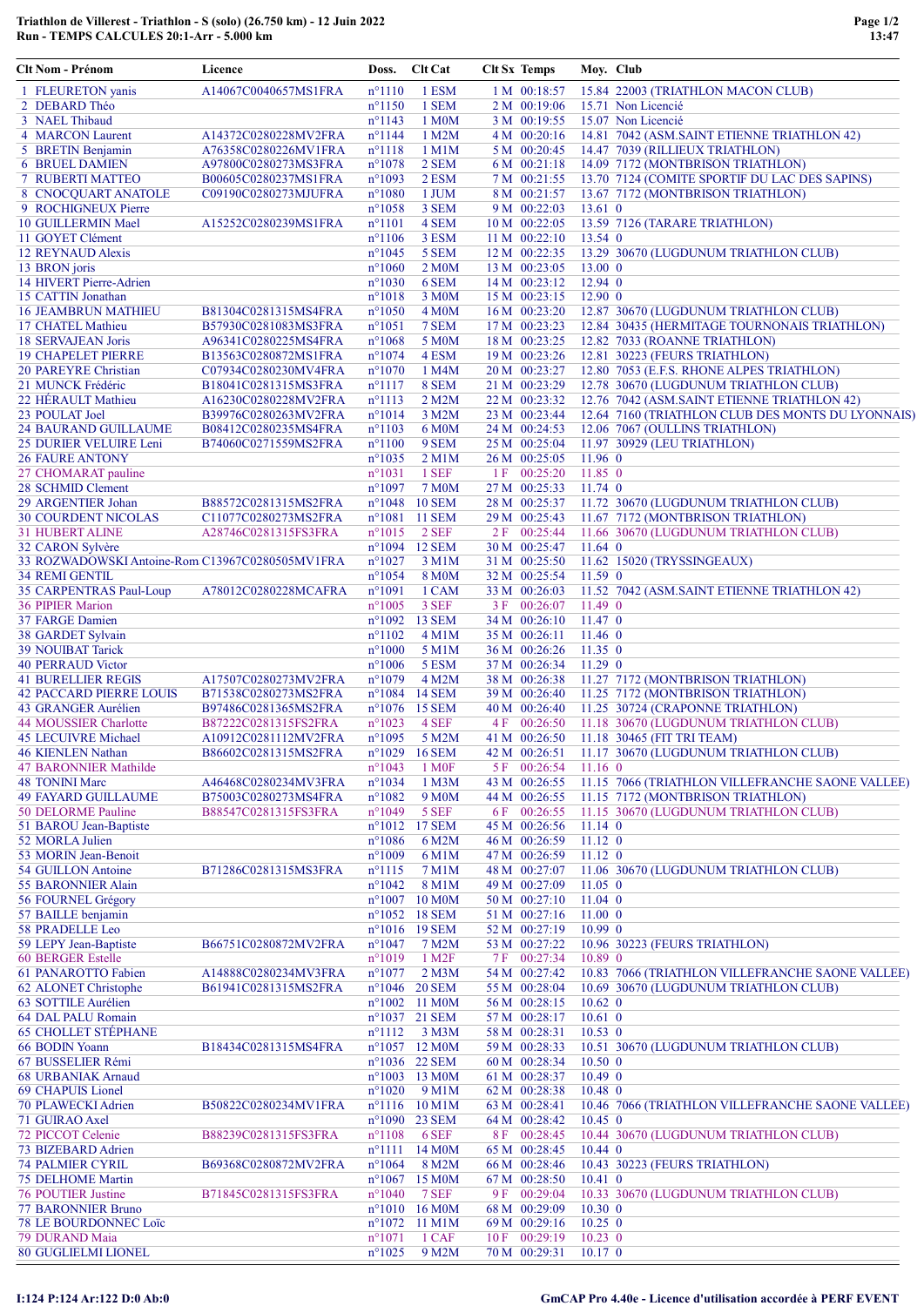**Triathlon de Villerest - Triathlon - S (solo) (26.750 km) - 12 Juin 2022**
**Run - TEMPS CALCULES 20:1-Arr - 5.000 km**

| Clt | Nom - Prénom | Licence | Doss. | Clt Cat | Clt Sx | Temps | Moy. | Club |
|---|---|---|---|---|---|---|---|---|
| 1 | FLEURETON yanis | A14067C0040657MS1FRA | n°1110 | 1 ESM | 1 M | 00:18:57 | 15.84 | 22003 (TRIATHLON MACON CLUB) |
| 2 | DEBARD Théo | | n°1150 | 1 SEM | 2 M | 00:19:06 | 15.71 | Non Licencié |
| 3 | NAEL Thibaud | | n°1143 | 1 M0M | 3 M | 00:19:55 | 15.07 | Non Licencié |
| 4 | MARCON Laurent | A14372C0280228MV2FRA | n°1144 | 1 M2M | 4 M | 00:20:16 | 14.81 | 7042 (ASM.SAINT ETIENNE TRIATHLON 42) |
| 5 | BRETIN Benjamin | A76358C0280226MV1FRA | n°1118 | 1 M1M | 5 M | 00:20:45 | 14.47 | 7039 (RILLIEUX TRIATHLON) |
| 6 | BRUEL DAMIEN | A97800C0280273MS3FRA | n°1078 | 2 SEM | 6 M | 00:21:18 | 14.09 | 7172 (MONTBRISON TRIATHLON) |
| 7 | RUBERTI MATTEO | B00605C0280237MS1FRA | n°1093 | 2 ESM | 7 M | 00:21:55 | 13.70 | 7124 (COMITE SPORTIF DU LAC DES SAPINS) |
| 8 | CNOCQUART ANATOLE | C09190C0280273MJUFRA | n°1080 | 1 JUM | 8 M | 00:21:57 | 13.67 | 7172 (MONTBRISON TRIATHLON) |
| 9 | ROCHIGNEUX Pierre | | n°1058 | 3 SEM | 9 M | 00:22:03 | 13.61 | 0 |
| 10 | GUILLERMIN Mael | A15252C0280239MS1FRA | n°1101 | 4 SEM | 10 M | 00:22:05 | 13.59 | 7126 (TARARE TRIATHLON) |
| 11 | GOYET Clément | | n°1106 | 3 ESM | 11 M | 00:22:10 | 13.54 | 0 |
| 12 | REYNAUD Alexis | | n°1045 | 5 SEM | 12 M | 00:22:35 | 13.29 | 30670 (LUGDUNUM TRIATHLON CLUB) |
| 13 | BRON joris | | n°1060 | 2 M0M | 13 M | 00:23:05 | 13.00 | 0 |
| 14 | HIVERT Pierre-Adrien | | n°1030 | 6 SEM | 14 M | 00:23:12 | 12.94 | 0 |
| 15 | CATTIN Jonathan | | n°1018 | 3 M0M | 15 M | 00:23:15 | 12.90 | 0 |
| 16 | JEAMBRUN MATHIEU | B81304C0281315MS4FRA | n°1050 | 4 M0M | 16 M | 00:23:20 | 12.87 | 30670 (LUGDUNUM TRIATHLON CLUB) |
| 17 | CHATEL Mathieu | B57930C0281083MS3FRA | n°1051 | 7 SEM | 17 M | 00:23:23 | 12.84 | 30435 (HERMITAGE TOURNONAIS TRIATHLON) |
| 18 | SERVAJEAN Joris | A96341C0280225MS4FRA | n°1068 | 5 M0M | 18 M | 00:23:25 | 12.82 | 7033 (ROANNE TRIATHLON) |
| 19 | CHAPELET PIERRE | B13563C0280872MS1FRA | n°1074 | 4 ESM | 19 M | 00:23:26 | 12.81 | 30223 (FEURS TRIATHLON) |
| 20 | PAREYRE Christian | C07934C0280230MV4FRA | n°1070 | 1 M4M | 20 M | 00:23:27 | 12.80 | 7053 (E.F.S. RHONE ALPES TRIATHLON) |
| 21 | MUNCK Frédéric | B18041C0281315MS3FRA | n°1117 | 8 SEM | 21 M | 00:23:29 | 12.78 | 30670 (LUGDUNUM TRIATHLON CLUB) |
| 22 | HÉRAULT Mathieu | A16230C0280228MV2FRA | n°1113 | 2 M2M | 22 M | 00:23:32 | 12.76 | 7042 (ASM.SAINT ETIENNE TRIATHLON 42) |
| 23 | POULAT Joel | B39976C0280263MV2FRA | n°1014 | 3 M2M | 23 M | 00:23:44 | 12.64 | 7160 (TRIATHLON CLUB DES MONTS DU LYONNAIS) |
| 24 | BAURAND GUILLAUME | B08412C0280235MS4FRA | n°1103 | 6 M0M | 24 M | 00:24:53 | 12.06 | 7067 (OULLINS TRIATHLON) |
| 25 | DURIER VELUIRE Leni | B74060C0271559MS2FRA | n°1100 | 9 SEM | 25 M | 00:25:04 | 11.97 | 30929 (LEU TRIATHLON) |
| 26 | FAURE ANTONY | | n°1035 | 2 M1M | 26 M | 00:25:05 | 11.96 | 0 |
| 27 | CHOMARAT pauline | | n°1031 | 1 SEF | 1 F | 00:25:20 | 11.85 | 0 |
| 28 | SCHMID Clement | | n°1097 | 7 M0M | 27 M | 00:25:33 | 11.74 | 0 |
| 29 | ARGENTIER Johan | B88572C0281315MS2FRA | n°1048 | 10 SEM | 28 M | 00:25:37 | 11.72 | 30670 (LUGDUNUM TRIATHLON CLUB) |
| 30 | COURDENT NICOLAS | C11077C0280273MS2FRA | n°1081 | 11 SEM | 29 M | 00:25:43 | 11.67 | 7172 (MONTBRISON TRIATHLON) |
| 31 | HUBERT ALINE | A28746C0281315FS3FRA | n°1015 | 2 SEF | 2 F | 00:25:44 | 11.66 | 30670 (LUGDUNUM TRIATHLON CLUB) |
| 32 | CARON Sylvère | | n°1094 | 12 SEM | 30 M | 00:25:47 | 11.64 | 0 |
| 33 | ROZWADOWSKI Antoine-Rom | C13967C0280505MV1FRA | n°1027 | 3 M1M | 31 M | 00:25:50 | 11.62 | 15020 (TRYSSINGEAUX) |
| 34 | REMI GENTIL | | n°1054 | 8 M0M | 32 M | 00:25:54 | 11.59 | 0 |
| 35 | CARPENTRAS Paul-Loup | A78012C0280228MCAFRA | n°1091 | 1 CAM | 33 M | 00:26:03 | 11.52 | 7042 (ASM.SAINT ETIENNE TRIATHLON 42) |
| 36 | PIPIER Marion | | n°1005 | 3 SEF | 3 F | 00:26:07 | 11.49 | 0 |
| 37 | FARGE Damien | | n°1092 | 13 SEM | 34 M | 00:26:10 | 11.47 | 0 |
| 38 | GARDET Sylvain | | n°1102 | 4 M1M | 35 M | 00:26:11 | 11.46 | 0 |
| 39 | NOUIBAT Tarick | | n°1000 | 5 M1M | 36 M | 00:26:26 | 11.35 | 0 |
| 40 | PERRAUD Victor | | n°1006 | 5 ESM | 37 M | 00:26:34 | 11.29 | 0 |
| 41 | BURELLIER REGIS | A17507C0280273MV2FRA | n°1079 | 4 M2M | 38 M | 00:26:38 | 11.27 | 7172 (MONTBRISON TRIATHLON) |
| 42 | PACCARD PIERRE LOUIS | B71538C0280273MS2FRA | n°1084 | 14 SEM | 39 M | 00:26:40 | 11.25 | 7172 (MONTBRISON TRIATHLON) |
| 43 | GRANGER Aurélien | B97486C0281365MS2FRA | n°1076 | 15 SEM | 40 M | 00:26:40 | 11.25 | 30724 (CRAPONNE TRIATHLON) |
| 44 | MOUSSIER Charlotte | B87222C0281315FS2FRA | n°1023 | 4 SEF | 4 F | 00:26:50 | 11.18 | 30670 (LUGDUNUM TRIATHLON CLUB) |
| 45 | LECUIVRE Michael | A10912C0281112MV2FRA | n°1095 | 5 M2M | 41 M | 00:26:50 | 11.18 | 30465 (FIT TRI TEAM) |
| 46 | KIENLEN Nathan | B86602C0281315MS2FRA | n°1029 | 16 SEM | 42 M | 00:26:51 | 11.17 | 30670 (LUGDUNUM TRIATHLON CLUB) |
| 47 | BARONNIER Mathilde | | n°1043 | 1 M0F | 5 F | 00:26:54 | 11.16 | 0 |
| 48 | TONINI Marc | A46468C0280234MV3FRA | n°1034 | 1 M3M | 43 M | 00:26:55 | 11.15 | 7066 (TRIATHLON VILLEFRANCHE SAONE VALLEE) |
| 49 | FAYARD GUILLAUME | B75003C0280273MS4FRA | n°1082 | 9 M0M | 44 M | 00:26:55 | 11.15 | 7172 (MONTBRISON TRIATHLON) |
| 50 | DELORME Pauline | B88547C0281315FS3FRA | n°1049 | 5 SEF | 6 F | 00:26:55 | 11.15 | 30670 (LUGDUNUM TRIATHLON CLUB) |
| 51 | BAROU Jean-Baptiste | | n°1012 | 17 SEM | 45 M | 00:26:56 | 11.14 | 0 |
| 52 | MORLA Julien | | n°1086 | 6 M2M | 46 M | 00:26:59 | 11.12 | 0 |
| 53 | MORIN Jean-Benoit | | n°1009 | 6 M1M | 47 M | 00:26:59 | 11.12 | 0 |
| 54 | GUILLON Antoine | B71286C0281315MS3FRA | n°1115 | 7 M1M | 48 M | 00:27:07 | 11.06 | 30670 (LUGDUNUM TRIATHLON CLUB) |
| 55 | BARONNIER Alain | | n°1042 | 8 M1M | 49 M | 00:27:09 | 11.05 | 0 |
| 56 | FOURNEL Grégory | | n°1007 | 10 M0M | 50 M | 00:27:10 | 11.04 | 0 |
| 57 | BAILLE benjamin | | n°1052 | 18 SEM | 51 M | 00:27:16 | 11.00 | 0 |
| 58 | PRADELLE Leo | | n°1016 | 19 SEM | 52 M | 00:27:19 | 10.99 | 0 |
| 59 | LEPY Jean-Baptiste | B66751C0280872MV2FRA | n°1047 | 7 M2M | 53 M | 00:27:22 | 10.96 | 30223 (FEURS TRIATHLON) |
| 60 | BERGER Estelle | | n°1019 | 1 M2F | 7 F | 00:27:34 | 10.89 | 0 |
| 61 | PANAROTTO Fabien | A14888C0280234MV3FRA | n°1077 | 2 M3M | 54 M | 00:27:42 | 10.83 | 7066 (TRIATHLON VILLEFRANCHE SAONE VALLEE) |
| 62 | ALONET Christophe | B61941C0281315MS2FRA | n°1046 | 20 SEM | 55 M | 00:28:04 | 10.69 | 30670 (LUGDUNUM TRIATHLON CLUB) |
| 63 | SOTTILE Aurélien | | n°1002 | 11 M0M | 56 M | 00:28:15 | 10.62 | 0 |
| 64 | DAL PALU Romain | | n°1037 | 21 SEM | 57 M | 00:28:17 | 10.61 | 0 |
| 65 | CHOLLET STÉPHANE | | n°1112 | 3 M3M | 58 M | 00:28:31 | 10.53 | 0 |
| 66 | BODIN Yoann | B18434C0281315MS4FRA | n°1057 | 12 M0M | 59 M | 00:28:33 | 10.51 | 30670 (LUGDUNUM TRIATHLON CLUB) |
| 67 | BUSSELIER Rémi | | n°1036 | 22 SEM | 60 M | 00:28:34 | 10.50 | 0 |
| 68 | URBANIAK Arnaud | | n°1003 | 13 M0M | 61 M | 00:28:37 | 10.49 | 0 |
| 69 | CHAPUIS Lionel | | n°1020 | 9 M1M | 62 M | 00:28:38 | 10.48 | 0 |
| 70 | PLAWECKI Adrien | B50822C0280234MV1FRA | n°1116 | 10 M1M | 63 M | 00:28:41 | 10.46 | 7066 (TRIATHLON VILLEFRANCHE SAONE VALLEE) |
| 71 | GUIRAO Axel | | n°1090 | 23 SEM | 64 M | 00:28:42 | 10.45 | 0 |
| 72 | PICCOT Celenie | B88239C0281315FS3FRA | n°1108 | 6 SEF | 8 F | 00:28:45 | 10.44 | 30670 (LUGDUNUM TRIATHLON CLUB) |
| 73 | BIZEBARD Adrien | | n°1111 | 14 M0M | 65 M | 00:28:45 | 10.44 | 0 |
| 74 | PALMIER CYRIL | B69368C0280872MV2FRA | n°1064 | 8 M2M | 66 M | 00:28:46 | 10.43 | 30223 (FEURS TRIATHLON) |
| 75 | DELHOME Martin | | n°1067 | 15 M0M | 67 M | 00:28:50 | 10.41 | 0 |
| 76 | POUTIER Justine | B71845C0281315FS3FRA | n°1040 | 7 SEF | 9 F | 00:29:04 | 10.33 | 30670 (LUGDUNUM TRIATHLON CLUB) |
| 77 | BARONNIER Bruno | | n°1010 | 16 M0M | 68 M | 00:29:09 | 10.30 | 0 |
| 78 | LE BOURDONNEC Loïc | | n°1072 | 11 M1M | 69 M | 00:29:16 | 10.25 | 0 |
| 79 | DURAND Maia | | n°1071 | 1 CAF | 10 F | 00:29:19 | 10.23 | 0 |
| 80 | GUGLIELMI LIONEL | | n°1025 | 9 M2M | 70 M | 00:29:31 | 10.17 | 0 |

I:124 P:124 Ar:122 D:0 Ab:0

GmCAP Pro 4.40e - Licence d'utilisation accordée à PERF EVENT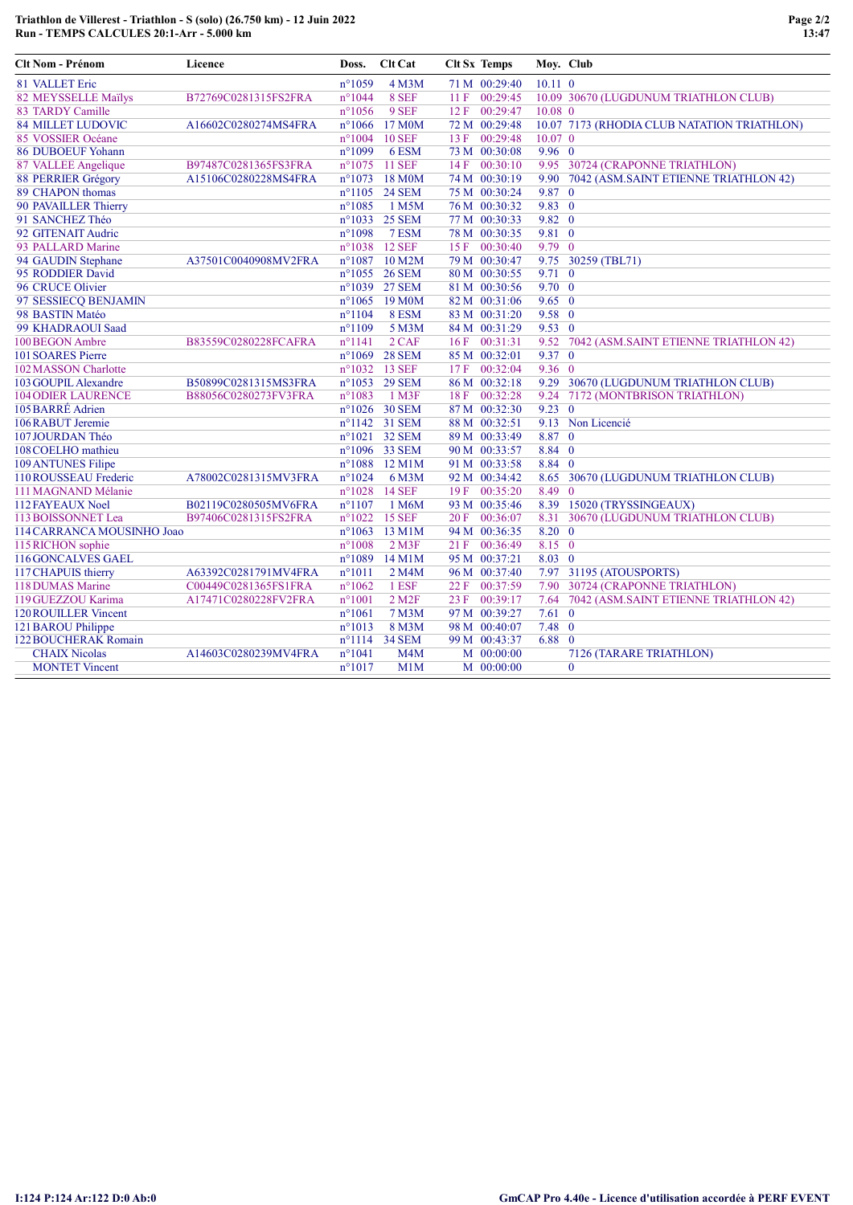**Triathlon de Villerest - Triathlon - S (solo) (26.750 km) - 12 Juin 2022**
**Run - TEMPS CALCULES 20:1-Arr - 5.000 km**

| Clt | Nom - Prénom | Licence | Doss. | Clt Cat | Clt Sx | Temps | Moy. | Club |
|---|---|---|---|---|---|---|---|---|
| 81 | VALLET Eric | | n°1059 | 4 M3M | 71 M | 00:29:40 | 10.11 | 0 |
| 82 | MEYSSELLE Maïlys | B72769C0281315FS2FRA | n°1044 | 8 SEF | 11 F | 00:29:45 | 10.09 | 30670 (LUGDUNUM TRIATHLON CLUB) |
| 83 | TARDY Camille | | n°1056 | 9 SEF | 12 F | 00:29:47 | 10.08 | 0 |
| 84 | MILLET LUDOVIC | A16602C0280274MS4FRA | n°1066 | 17 M0M | 72 M | 00:29:48 | 10.07 | 7173 (RHODIA CLUB NATATION TRIATHLON) |
| 85 | VOSSIER Océane | | n°1004 | 10 SEF | 13 F | 00:29:48 | 10.07 | 0 |
| 86 | DUBOEUF Yohann | | n°1099 | 6 ESM | 73 M | 00:30:08 | 9.96 | 0 |
| 87 | VALLEE Angelique | B97487C0281365FS3FRA | n°1075 | 11 SEF | 14 F | 00:30:10 | 9.95 | 30724 (CRAPONNE TRIATHLON) |
| 88 | PERRIER Grégory | A15106C0280228MS4FRA | n°1073 | 18 M0M | 74 M | 00:30:19 | 9.90 | 7042 (ASM.SAINT ETIENNE TRIATHLON 42) |
| 89 | CHAPON thomas | | n°1105 | 24 SEM | 75 M | 00:30:24 | 9.87 | 0 |
| 90 | PAVAILLER Thierry | | n°1085 | 1 M5M | 76 M | 00:30:32 | 9.83 | 0 |
| 91 | SANCHEZ Théo | | n°1033 | 25 SEM | 77 M | 00:30:33 | 9.82 | 0 |
| 92 | GITENAIT Audric | | n°1098 | 7 ESM | 78 M | 00:30:35 | 9.81 | 0 |
| 93 | PALLARD Marine | | n°1038 | 12 SEF | 15 F | 00:30:40 | 9.79 | 0 |
| 94 | GAUDIN Stephane | A37501C0040908MV2FRA | n°1087 | 10 M2M | 79 M | 00:30:47 | 9.75 | 30259 (TBL71) |
| 95 | RODDIER David | | n°1055 | 26 SEM | 80 M | 00:30:55 | 9.71 | 0 |
| 96 | CRUCE Olivier | | n°1039 | 27 SEM | 81 M | 00:30:56 | 9.70 | 0 |
| 97 | SESSIECQ BENJAMIN | | n°1065 | 19 M0M | 82 M | 00:31:06 | 9.65 | 0 |
| 98 | BASTIN Matéo | | n°1104 | 8 ESM | 83 M | 00:31:20 | 9.58 | 0 |
| 99 | KHADRAOUI Saad | | n°1109 | 5 M3M | 84 M | 00:31:29 | 9.53 | 0 |
| 100 | BEGON Ambre | B83559C0280228FCAFRA | n°1141 | 2 CAF | 16 F | 00:31:31 | 9.52 | 7042 (ASM.SAINT ETIENNE TRIATHLON 42) |
| 101 | SOARES Pierre | | n°1069 | 28 SEM | 85 M | 00:32:01 | 9.37 | 0 |
| 102 | MASSON Charlotte | | n°1032 | 13 SEF | 17 F | 00:32:04 | 9.36 | 0 |
| 103 | GOUPIL Alexandre | B50899C0281315MS3FRA | n°1053 | 29 SEM | 86 M | 00:32:18 | 9.29 | 30670 (LUGDUNUM TRIATHLON CLUB) |
| 104 | ODIER LAURENCE | B88056C0280273FV3FRA | n°1083 | 1 M3F | 18 F | 00:32:28 | 9.24 | 7172 (MONTBRISON TRIATHLON) |
| 105 | BARRÉ Adrien | | n°1026 | 30 SEM | 87 M | 00:32:30 | 9.23 | 0 |
| 106 | RABUT Jeremie | | n°1142 | 31 SEM | 88 M | 00:32:51 | 9.13 | Non Licencié |
| 107 | JOURDAN Théo | | n°1021 | 32 SEM | 89 M | 00:33:49 | 8.87 | 0 |
| 108 | COELHO mathieu | | n°1096 | 33 SEM | 90 M | 00:33:57 | 8.84 | 0 |
| 109 | ANTUNES Filipe | | n°1088 | 12 M1M | 91 M | 00:33:58 | 8.84 | 0 |
| 110 | ROUSSEAU Frederic | A78002C0281315MV3FRA | n°1024 | 6 M3M | 92 M | 00:34:42 | 8.65 | 30670 (LUGDUNUM TRIATHLON CLUB) |
| 111 | MAGNAND Mélanie | | n°1028 | 14 SEF | 19 F | 00:35:20 | 8.49 | 0 |
| 112 | FAYEAUX Noel | B02119C0280505MV6FRA | n°1107 | 1 M6M | 93 M | 00:35:46 | 8.39 | 15020 (TRYSSINGEAUX) |
| 113 | BOISSONNET Lea | B97406C0281315FS2FRA | n°1022 | 15 SEF | 20 F | 00:36:07 | 8.31 | 30670 (LUGDUNUM TRIATHLON CLUB) |
| 114 | CARRANCA MOUSINHO Joao | | n°1063 | 13 M1M | 94 M | 00:36:35 | 8.20 | 0 |
| 115 | RICHON sophie | | n°1008 | 2 M3F | 21 F | 00:36:49 | 8.15 | 0 |
| 116 | GONCALVES GAEL | | n°1089 | 14 M1M | 95 M | 00:37:21 | 8.03 | 0 |
| 117 | CHAPUIS thierry | A63392C0281791MV4FRA | n°1011 | 2 M4M | 96 M | 00:37:40 | 7.97 | 31195 (ATOUSPORTS) |
| 118 | DUMAS Marine | C00449C0281365FS1FRA | n°1062 | 1 ESF | 22 F | 00:37:59 | 7.90 | 30724 (CRAPONNE TRIATHLON) |
| 119 | GUEZZOU Karima | A17471C0280228FV2FRA | n°1001 | 2 M2F | 23 F | 00:39:17 | 7.64 | 7042 (ASM.SAINT ETIENNE TRIATHLON 42) |
| 120 | ROUILLER Vincent | | n°1061 | 7 M3M | 97 M | 00:39:27 | 7.61 | 0 |
| 121 | BAROU Philippe | | n°1013 | 8 M3M | 98 M | 00:40:07 | 7.48 | 0 |
| 122 | BOUCHERAK Romain | | n°1114 | 34 SEM | 99 M | 00:43:37 | 6.88 | 0 |
| | CHAIX Nicolas | A14603C0280239MV4FRA | n°1041 | M4M | M | 00:00:00 | | 7126 (TARARE TRIATHLON) |
| | MONTET Vincent | | n°1017 | M1M | M | 00:00:00 | | 0 |

I:124 P:124 Ar:122 D:0 Ab:0